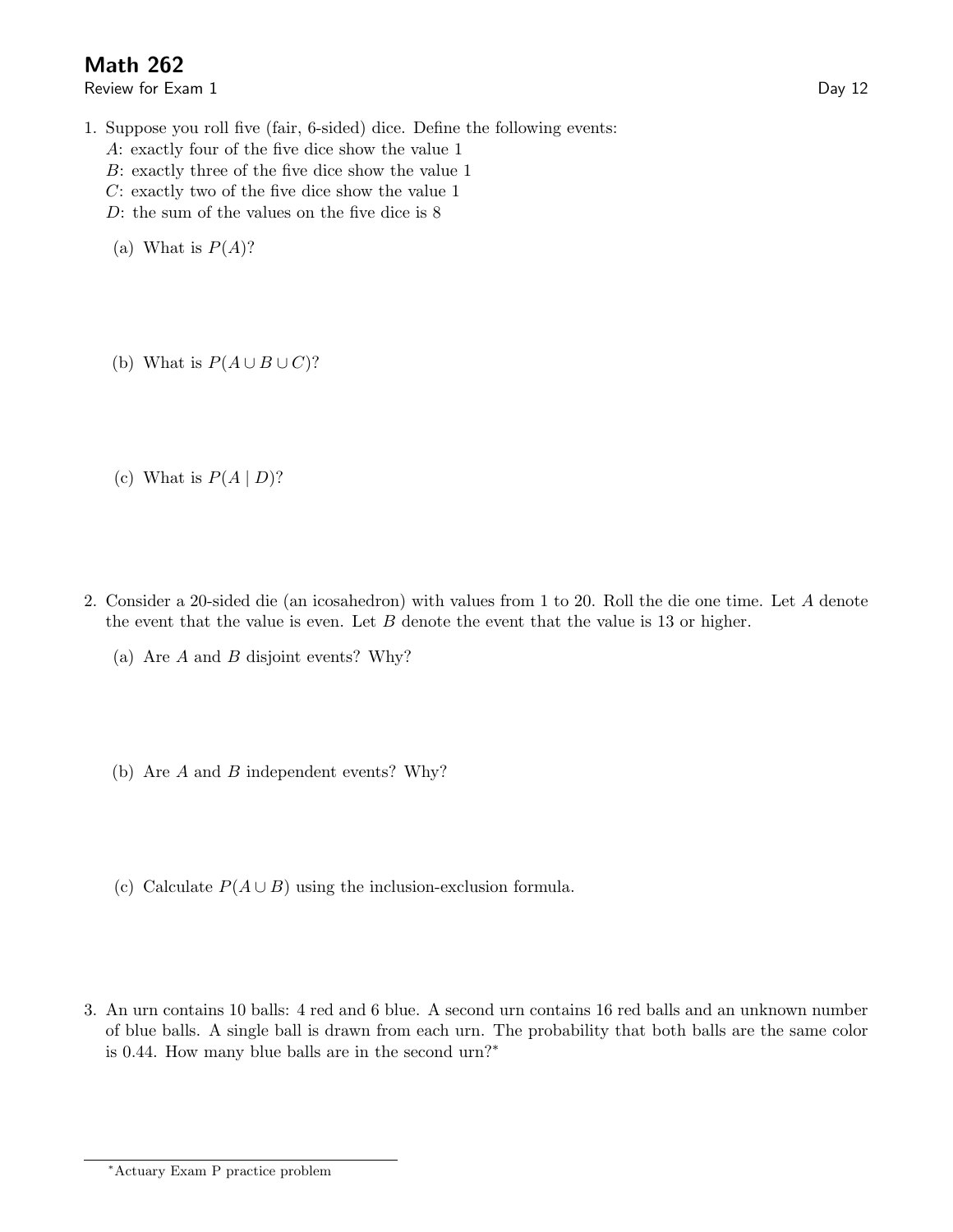# Math 262

Review for Exam 1 Day 12

1. Suppose you roll five (fair, 6-sided) dice. Define the following events:
   $A$: exactly four of the five dice show the value 1
   $B$: exactly three of the five dice show the value 1
   $C$: exactly two of the five dice show the value 1
   $D$: the sum of the values on the five dice is 8

   (a) What is $P(A)$?

   (b) What is $P(A \cup B \cup C)$?

   (c) What is $P(A \mid D)$?

2. Consider a 20-sided die (an icosahedron) with values from 1 to 20. Roll the die one time. Let $A$ denote the event that the value is even. Let $B$ denote the event that the value is 13 or higher.

   (a) Are $A$ and $B$ disjoint events? Why?

   (b) Are $A$ and $B$ independent events? Why?

   (c) Calculate $P(A \cup B)$ using the inclusion-exclusion formula.

3. An urn contains 10 balls: 4 red and 6 blue. A second urn contains 16 red balls and an unknown number of blue balls. A single ball is drawn from each urn. The probability that both balls are the same color is 0.44. How many blue balls are in the second urn?*

---

*Actuary Exam P practice problem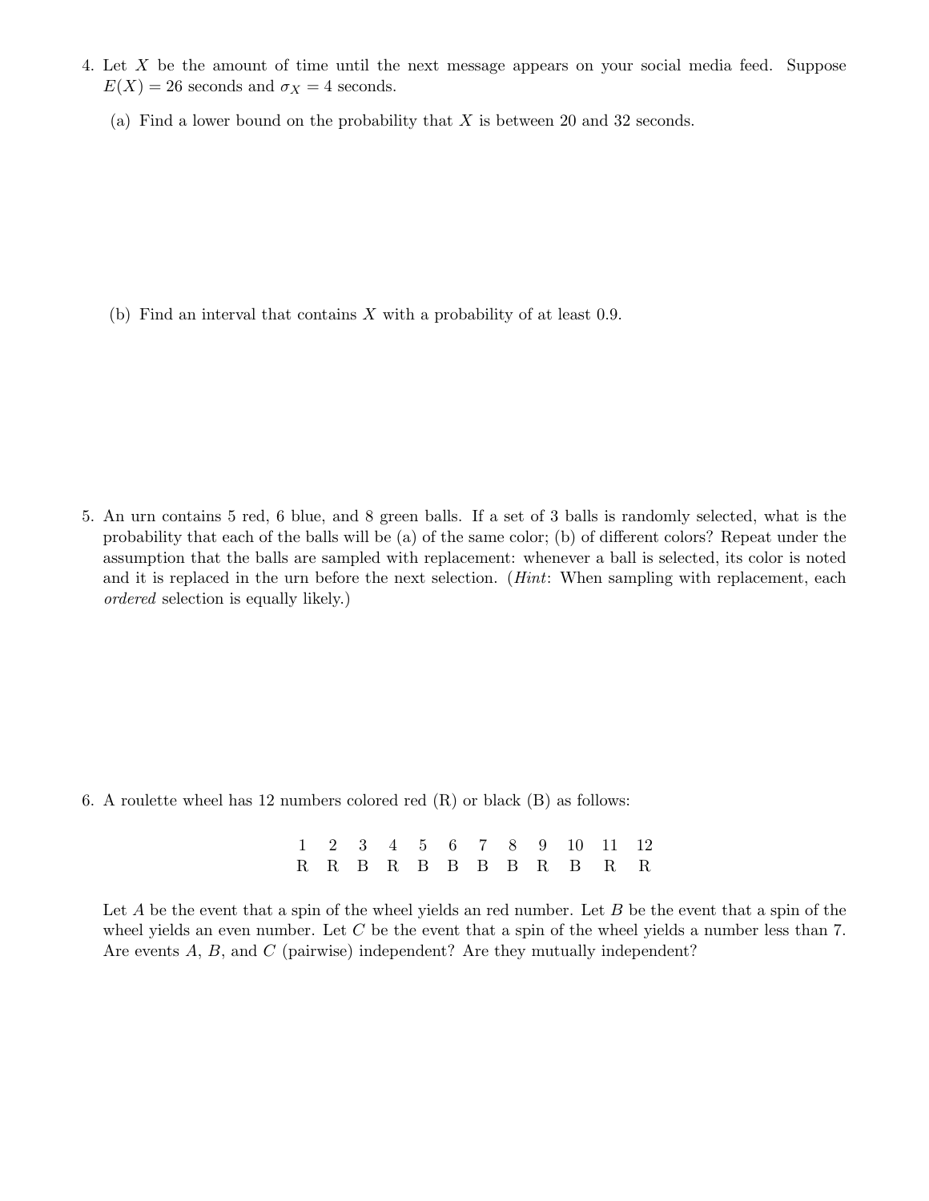4. Let $X$ be the amount of time until the next message appears on your social media feed. Suppose $E(X) = 26$ seconds and $\sigma_X = 4$ seconds.

   (a) Find a lower bound on the probability that $X$ is between 20 and 32 seconds.

   (b) Find an interval that contains $X$ with a probability of at least 0.9.

5. An urn contains 5 red, 6 blue, and 8 green balls. If a set of 3 balls is randomly selected, what is the probability that each of the balls will be (a) of the same color; (b) of different colors? Repeat under the assumption that the balls are sampled with replacement: whenever a ball is selected, its color is noted and it is replaced in the urn before the next selection. (*Hint*: When sampling with replacement, each *ordered* selection is equally likely.)

6. A roulette wheel has 12 numbers colored red (R) or black (B) as follows:

| 1 | 2 | 3 | 4 | 5 | 6 | 7 | 8 | 9 | 10 | 11 | 12 |
|---|---|---|---|---|---|---|---|---|---|---|---|
| R | R | B | R | B | B | B | B | R | B | R | R |

   Let $A$ be the event that a spin of the wheel yields an red number. Let $B$ be the event that a spin of the wheel yields an even number. Let $C$ be the event that a spin of the wheel yields a number less than 7. Are events $A$, $B$, and $C$ (pairwise) independent? Are they mutually independent?